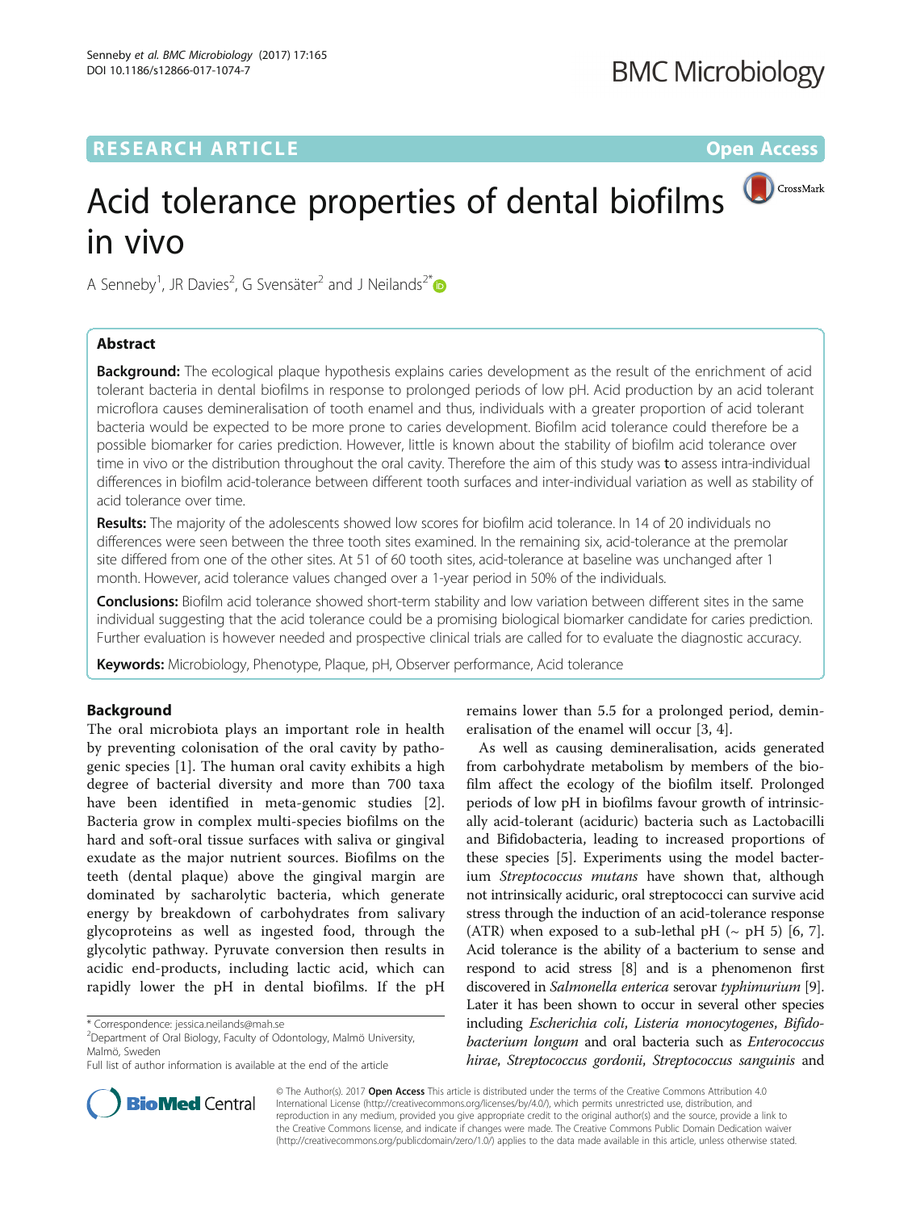# Acid tolerance properties of dental biofilms in vivo

A Senneby[1], JR Davies[2], G Svensäter[2] and J Neilands[2*]

## Abstract

**Background:** The ecological plaque hypothesis explains caries development as the result of the enrichment of acid tolerant bacteria in dental biofilms in response to prolonged periods of low pH. Acid production by an acid tolerant microflora causes demineralisation of tooth enamel and thus, individuals with a greater proportion of acid tolerant bacteria would be expected to be more prone to caries development. Biofilm acid tolerance could therefore be a possible biomarker for caries prediction. However, little is known about the stability of biofilm acid tolerance over time in vivo or the distribution throughout the oral cavity. Therefore the aim of this study was to assess intra-individual differences in biofilm acid-tolerance between different tooth surfaces and inter-individual variation as well as stability of acid tolerance over time.

**Results:** The majority of the adolescents showed low scores for biofilm acid tolerance. In 14 of 20 individuals no differences were seen between the three tooth sites examined. In the remaining six, acid-tolerance at the premolar site differed from one of the other sites. At 51 of 60 tooth sites, acid-tolerance at baseline was unchanged after 1 month. However, acid tolerance values changed over a 1-year period in 50% of the individuals.

**Conclusions:** Biofilm acid tolerance showed short-term stability and low variation between different sites in the same individual suggesting that the acid tolerance could be a promising biological biomarker candidate for caries prediction. Further evaluation is however needed and prospective clinical trials are called for to evaluate the diagnostic accuracy.

**Keywords:** Microbiology, Phenotype, Plaque, pH, Observer performance, Acid tolerance

## Background

The oral microbiota plays an important role in health by preventing colonisation of the oral cavity by pathogenic species [1]. The human oral cavity exhibits a high degree of bacterial diversity and more than 700 taxa have been identified in meta-genomic studies [2]. Bacteria grow in complex multi-species biofilms on the hard and soft-oral tissue surfaces with saliva or gingival exudate as the major nutrient sources. Biofilms on the teeth (dental plaque) above the gingival margin are dominated by sacharolytic bacteria, which generate energy by breakdown of carbohydrates from salivary glycoproteins as well as ingested food, through the glycolytic pathway. Pyruvate conversion then results in acidic end-products, including lactic acid, which can rapidly lower the pH in dental biofilms. If the pH remains lower than 5.5 for a prolonged period, demineralisation of the enamel will occur [3, 4].

As well as causing demineralisation, acids generated from carbohydrate metabolism by members of the biofilm affect the ecology of the biofilm itself. Prolonged periods of low pH in biofilms favour growth of intrinsically acid-tolerant (aciduric) bacteria such as Lactobacilli and Bifidobacteria, leading to increased proportions of these species [5]. Experiments using the model bacterium *Streptococcus mutans* have shown that, although not intrinsically aciduric, oral streptococci can survive acid stress through the induction of an acid-tolerance response (ATR) when exposed to a sub-lethal pH (~ pH 5) [6, 7]. Acid tolerance is the ability of a bacterium to sense and respond to acid stress [8] and is a phenomenon first discovered in *Salmonella enterica* serovar *typhimurium* [9]. Later it has been shown to occur in several other species including *Escherichia coli*, *Listeria monocytogenes*, *Bifidobacterium longum* and oral bacteria such as *Enterococcus hirae*, *Streptococcus gordonii*, *Streptococcus sanguinis* and

\* Correspondence: jessica.neilands@mah.se
[2]Department of Oral Biology, Faculty of Odontology, Malmö University, Malmö, Sweden
Full list of author information is available at the end of the article

© The Author(s). 2017 **Open Access** This article is distributed under the terms of the Creative Commons Attribution 4.0 International License (http://creativecommons.org/licenses/by/4.0/), which permits unrestricted use, distribution, and reproduction in any medium, provided you give appropriate credit to the original author(s) and the source, provide a link to the Creative Commons license, and indicate if changes were made. The Creative Commons Public Domain Dedication waiver (http://creativecommons.org/publicdomain/zero/1.0/) applies to the data made available in this article, unless otherwise stated.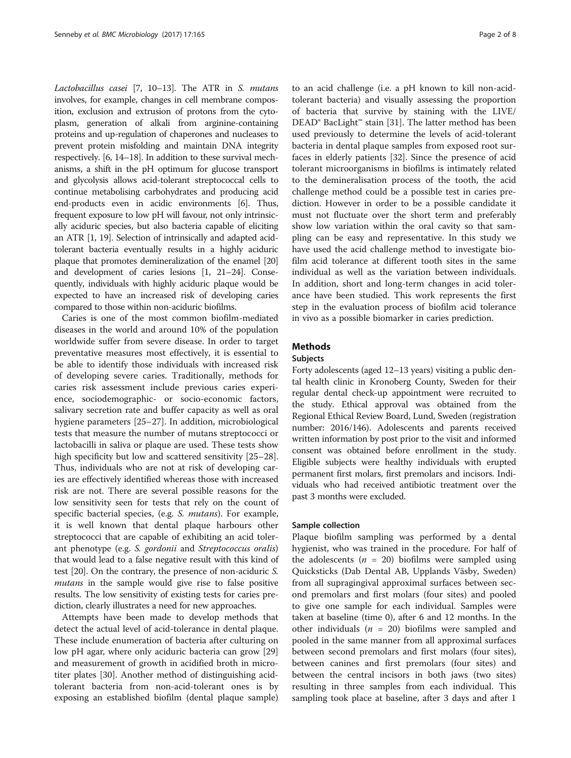*Lactobacillus casei* [7, 10–13]. The ATR in *S. mutans* involves, for example, changes in cell membrane composition, exclusion and extrusion of protons from the cytoplasm, generation of alkali from arginine-containing proteins and up-regulation of chaperones and nucleases to prevent protein misfolding and maintain DNA integrity respectively. [6, 14–18]. In addition to these survival mechanisms, a shift in the pH optimum for glucose transport and glycolysis allows acid-tolerant streptococcal cells to continue metabolising carbohydrates and producing acid end-products even in acidic environments [6]. Thus, frequent exposure to low pH will favour, not only intrinsically aciduric species, but also bacteria capable of eliciting an ATR [1, 19]. Selection of intrinsically and adapted acid-tolerant bacteria eventually results in a highly aciduric plaque that promotes demineralization of the enamel [20] and development of caries lesions [1, 21–24]. Consequently, individuals with highly aciduric plaque would be expected to have an increased risk of developing caries compared to those within non-aciduric biofilms.

Caries is one of the most common biofilm-mediated diseases in the world and around 10% of the population worldwide suffer from severe disease. In order to target preventative measures most effectively, it is essential to be able to identify those individuals with increased risk of developing severe caries. Traditionally, methods for caries risk assessment include previous caries experience, sociodemographic- or socio-economic factors, salivary secretion rate and buffer capacity as well as oral hygiene parameters [25–27]. In addition, microbiological tests that measure the number of mutans streptococci or lactobacilli in saliva or plaque are used. These tests show high specificity but low and scattered sensitivity [25–28]. Thus, individuals who are not at risk of developing caries are effectively identified whereas those with increased risk are not. There are several possible reasons for the low sensitivity seen for tests that rely on the count of specific bacterial species, (e.g. *S. mutans*). For example, it is well known that dental plaque harbours other streptococci that are capable of exhibiting an acid tolerant phenotype (e.g. *S. gordonii* and *Streptococcus oralis*) that would lead to a false negative result with this kind of test [20]. On the contrary, the presence of non-aciduric *S. mutans* in the sample would give rise to false positive results. The low sensitivity of existing tests for caries prediction, clearly illustrates a need for new approaches.

Attempts have been made to develop methods that detect the actual level of acid-tolerance in dental plaque. These include enumeration of bacteria after culturing on low pH agar, where only aciduric bacteria can grow [29] and measurement of growth in acidified broth in microtiter plates [30]. Another method of distinguishing acid-tolerant bacteria from non-acid-tolerant ones is by exposing an established biofilm (dental plaque sample) to an acid challenge (i.e. a pH known to kill non-acid-tolerant bacteria) and visually assessing the proportion of bacteria that survive by staining with the LIVE/DEAD® BacLight™ stain [31]. The latter method has been used previously to determine the levels of acid-tolerant bacteria in dental plaque samples from exposed root surfaces in elderly patients [32]. Since the presence of acid tolerant microorganisms in biofilms is intimately related to the demineralisation process of the tooth, the acid challenge method could be a possible test in caries prediction. However in order to be a possible candidate it must not fluctuate over the short term and preferably show low variation within the oral cavity so that sampling can be easy and representative. In this study we have used the acid challenge method to investigate biofilm acid tolerance at different tooth sites in the same individual as well as the variation between individuals. In addition, short and long-term changes in acid tolerance have been studied. This work represents the first step in the evaluation process of biofilm acid tolerance in vivo as a possible biomarker in caries prediction.

## Methods

### Subjects

Forty adolescents (aged 12–13 years) visiting a public dental health clinic in Kronoberg County, Sweden for their regular dental check-up appointment were recruited to the study. Ethical approval was obtained from the Regional Ethical Review Board, Lund, Sweden (registration number: 2016/146). Adolescents and parents received written information by post prior to the visit and informed consent was obtained before enrollment in the study. Eligible subjects were healthy individuals with erupted permanent first molars, first premolars and incisors. Individuals who had received antibiotic treatment over the past 3 months were excluded.

### Sample collection

Plaque biofilm sampling was performed by a dental hygienist, who was trained in the procedure. For half of the adolescents ($n$ = 20) biofilms were sampled using Quicksticks (Dab Dental AB, Upplands Väsby, Sweden) from all supragingival approximal surfaces between second premolars and first molars (four sites) and pooled to give one sample for each individual. Samples were taken at baseline (time 0), after 6 and 12 months. In the other individuals ($n$ = 20) biofilms were sampled and pooled in the same manner from all approximal surfaces between second premolars and first molars (four sites), between canines and first premolars (four sites) and between the central incisors in both jaws (two sites) resulting in three samples from each individual. This sampling took place at baseline, after 3 days and after 1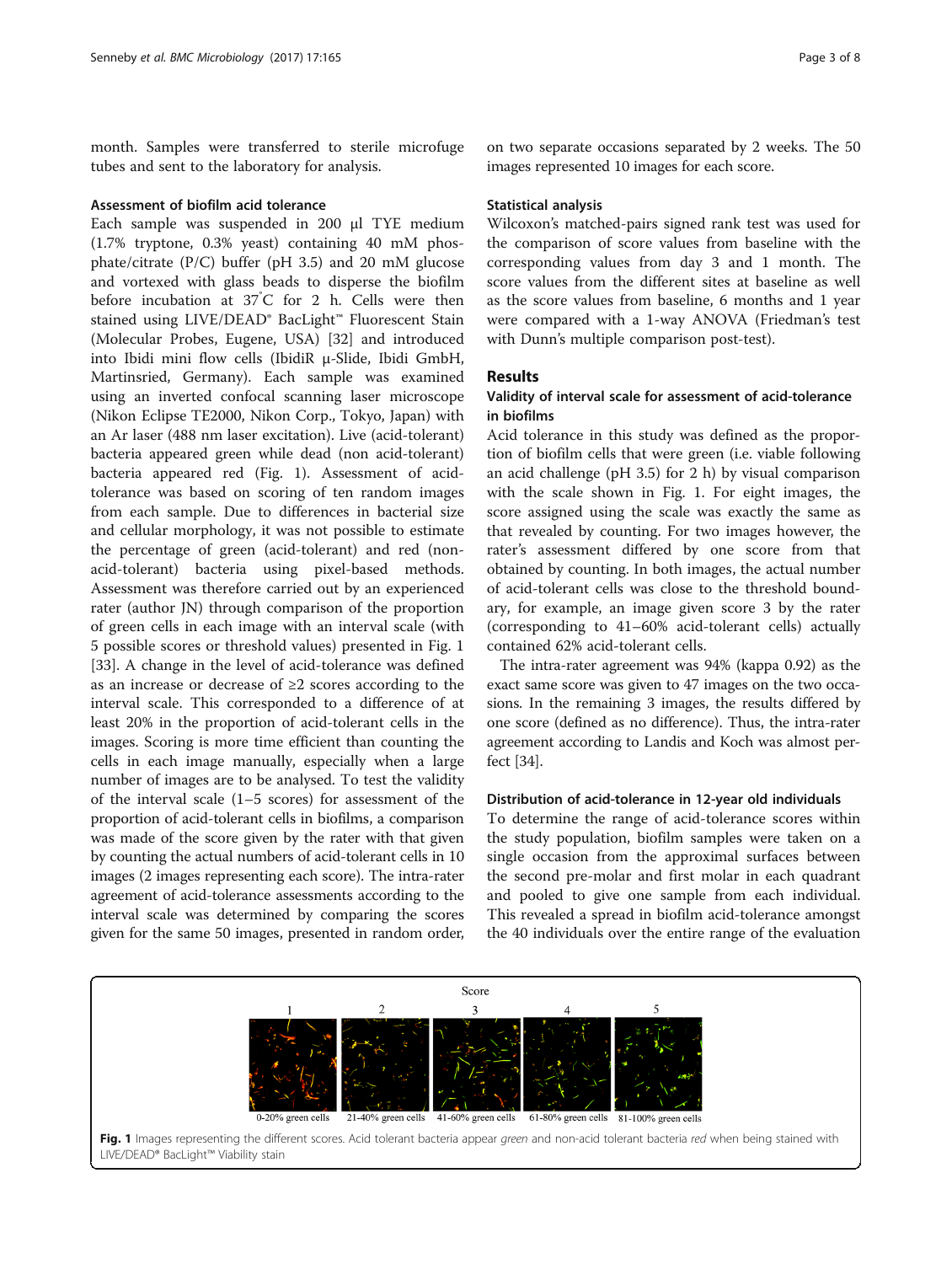month. Samples were transferred to sterile microfuge tubes and sent to the laboratory for analysis.

### Assessment of biofilm acid tolerance

Each sample was suspended in 200 μl TYE medium (1.7% tryptone, 0.3% yeast) containing 40 mM phosphate/citrate (P/C) buffer (pH 3.5) and 20 mM glucose and vortexed with glass beads to disperse the biofilm before incubation at 37 °C for 2 h. Cells were then stained using LIVE/DEAD® BacLight™ Fluorescent Stain (Molecular Probes, Eugene, USA) [32] and introduced into Ibidi mini flow cells (IbidiR μ-Slide, Ibidi GmbH, Martinsried, Germany). Each sample was examined using an inverted confocal scanning laser microscope (Nikon Eclipse TE2000, Nikon Corp., Tokyo, Japan) with an Ar laser (488 nm laser excitation). Live (acid-tolerant) bacteria appeared green while dead (non acid-tolerant) bacteria appeared red (Fig. 1). Assessment of acid-tolerance was based on scoring of ten random images from each sample. Due to differences in bacterial size and cellular morphology, it was not possible to estimate the percentage of green (acid-tolerant) and red (non-acid-tolerant) bacteria using pixel-based methods. Assessment was therefore carried out by an experienced rater (author JN) through comparison of the proportion of green cells in each image with an interval scale (with 5 possible scores or threshold values) presented in Fig. 1 [33]. A change in the level of acid-tolerance was defined as an increase or decrease of ≥2 scores according to the interval scale. This corresponded to a difference of at least 20% in the proportion of acid-tolerant cells in the images. Scoring is more time efficient than counting the cells in each image manually, especially when a large number of images are to be analysed. To test the validity of the interval scale (1–5 scores) for assessment of the proportion of acid-tolerant cells in biofilms, a comparison was made of the score given by the rater with that given by counting the actual numbers of acid-tolerant cells in 10 images (2 images representing each score). The intra-rater agreement of acid-tolerance assessments according to the interval scale was determined by comparing the scores given for the same 50 images, presented in random order, on two separate occasions separated by 2 weeks. The 50 images represented 10 images for each score.

### Statistical analysis

Wilcoxon's matched-pairs signed rank test was used for the comparison of score values from baseline with the corresponding values from day 3 and 1 month. The score values from the different sites at baseline as well as the score values from baseline, 6 months and 1 year were compared with a 1-way ANOVA (Friedman's test with Dunn's multiple comparison post-test).

## Results

### Validity of interval scale for assessment of acid-tolerance in biofilms

Acid tolerance in this study was defined as the proportion of biofilm cells that were green (i.e. viable following an acid challenge (pH 3.5) for 2 h) by visual comparison with the scale shown in Fig. 1. For eight images, the score assigned using the scale was exactly the same as that revealed by counting. For two images however, the rater's assessment differed by one score from that obtained by counting. In both images, the actual number of acid-tolerant cells was close to the threshold boundary, for example, an image given score 3 by the rater (corresponding to 41–60% acid-tolerant cells) actually contained 62% acid-tolerant cells.

The intra-rater agreement was 94% (kappa 0.92) as the exact same score was given to 47 images on the two occasions. In the remaining 3 images, the results differed by one score (defined as no difference). Thus, the intra-rater agreement according to Landis and Koch was almost perfect [34].

### Distribution of acid-tolerance in 12-year old individuals

To determine the range of acid-tolerance scores within the study population, biofilm samples were taken on a single occasion from the approximal surfaces between the second pre-molar and first molar in each quadrant and pooled to give one sample from each individual. This revealed a spread in biofilm acid-tolerance amongst the 40 individuals over the entire range of the evaluation

**Fig. 1** Images representing the different scores. Acid tolerant bacteria appear *green* and non-acid tolerant bacteria *red* when being stained with LIVE/DEAD® BacLight™ Viability stain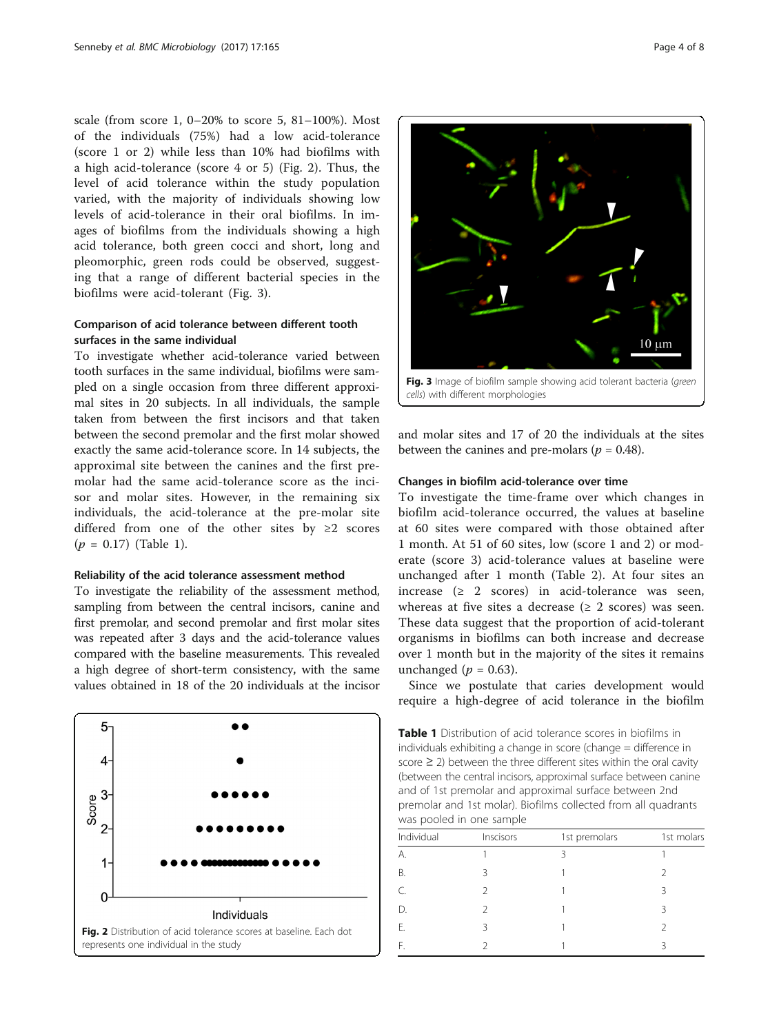scale (from score 1, 0–20% to score 5, 81–100%). Most of the individuals (75%) had a low acid-tolerance (score 1 or 2) while less than 10% had biofilms with a high acid-tolerance (score 4 or 5) (Fig. 2). Thus, the level of acid tolerance within the study population varied, with the majority of individuals showing low levels of acid-tolerance in their oral biofilms. In images of biofilms from the individuals showing a high acid tolerance, both green cocci and short, long and pleomorphic, green rods could be observed, suggesting that a range of different bacterial species in the biofilms were acid-tolerant (Fig. 3).

### Comparison of acid tolerance between different tooth surfaces in the same individual

To investigate whether acid-tolerance varied between tooth surfaces in the same individual, biofilms were sampled on a single occasion from three different approximal sites in 20 subjects. In all individuals, the sample taken from between the first incisors and that taken between the second premolar and the first molar showed exactly the same acid-tolerance score. In 14 subjects, the approximal site between the canines and the first premolar had the same acid-tolerance score as the incisor and molar sites. However, in the remaining six individuals, the acid-tolerance at the pre-molar site differed from one of the other sites by ≥2 scores ($p$ = 0.17) (Table 1).

### Reliability of the acid tolerance assessment method

To investigate the reliability of the assessment method, sampling from between the central incisors, canine and first premolar, and second premolar and first molar sites was repeated after 3 days and the acid-tolerance values compared with the baseline measurements. This revealed a high degree of short-term consistency, with the same values obtained in 18 of the 20 individuals at the incisor and molar sites and 17 of 20 the individuals at the sites between the canines and pre-molars ($p$ = 0.48).

**Fig. 2** Distribution of acid tolerance scores at baseline. Each dot represents one individual in the study

**Fig. 3** Image of biofilm sample showing acid tolerant bacteria (*green cells*) with different morphologies

### Changes in biofilm acid-tolerance over time

To investigate the time-frame over which changes in biofilm acid-tolerance occurred, the values at baseline at 60 sites were compared with those obtained after 1 month. At 51 of 60 sites, low (score 1 and 2) or moderate (score 3) acid-tolerance values at baseline were unchanged after 1 month (Table 2). At four sites an increase (≥ 2 scores) in acid-tolerance was seen, whereas at five sites a decrease (≥ 2 scores) was seen. These data suggest that the proportion of acid-tolerant organisms in biofilms can both increase and decrease over 1 month but in the majority of the sites it remains unchanged ($p$ = 0.63).

Since we postulate that caries development would require a high-degree of acid tolerance in the biofilm

**Table 1** Distribution of acid tolerance scores in biofilms in individuals exhibiting a change in score (change = difference in score ≥ 2) between the three different sites within the oral cavity (between the central incisors, approximal surface between canine and of 1st premolar and approximal surface between 2nd premolar and 1st molar). Biofilms collected from all quadrants was pooled in one sample

| Individual | Inscisors | 1st premolars | 1st molars |
|---|---|---|---|
| A. | 1 | 3 | 1 |
| B. | 3 | 1 | 2 |
| C. | 2 | 1 | 3 |
| D. | 2 | 1 | 3 |
| E. | 3 | 1 | 2 |
| F. | 2 | 1 | 3 |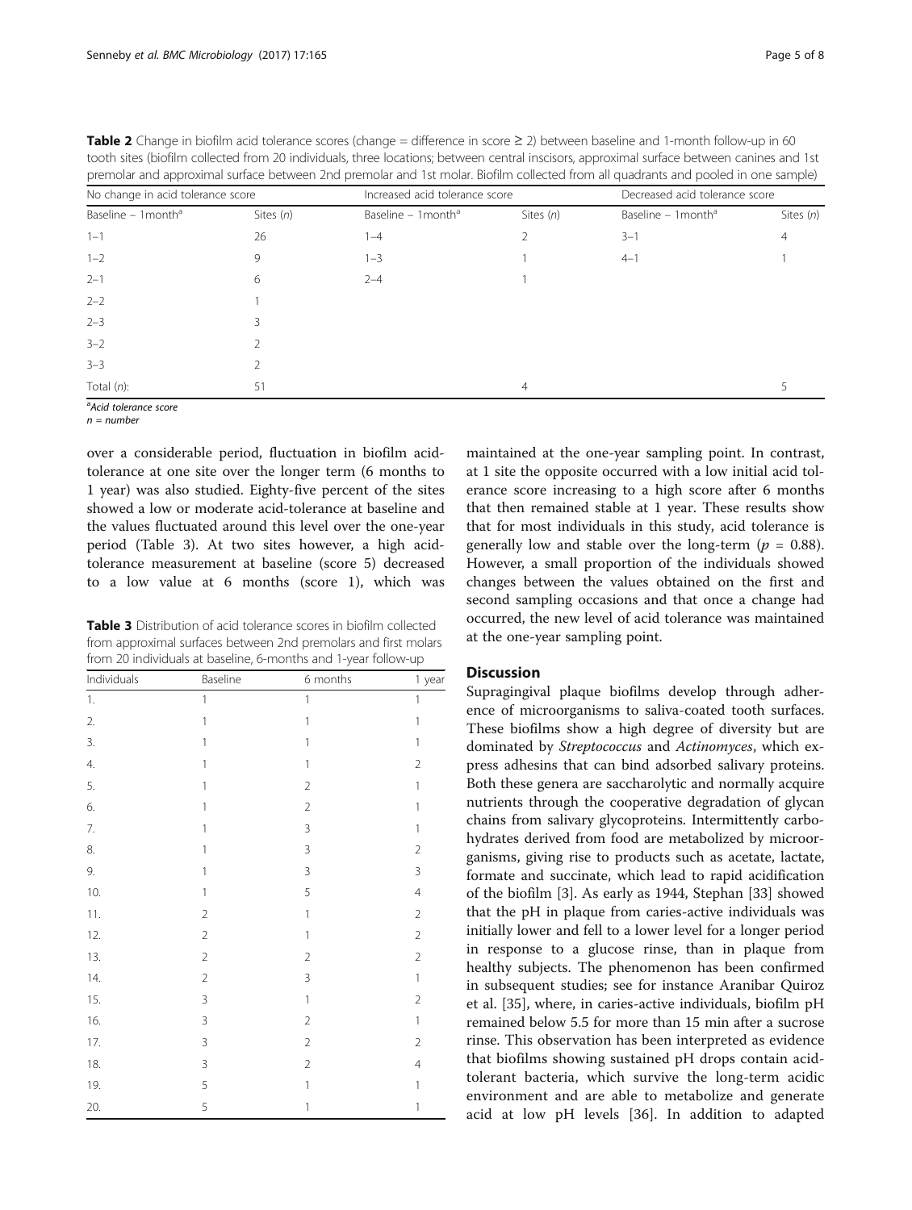**Table 2** Change in biofilm acid tolerance scores (change = difference in score ≥ 2) between baseline and 1-month follow-up in 60 tooth sites (biofilm collected from 20 individuals, three locations; between central inscisors, approximal surface between canines and 1st premolar and approximal surface between 2nd premolar and 1st molar. Biofilm collected from all quadrants and pooled in one sample)

| No change in acid tolerance score | | Increased acid tolerance score | | Decreased acid tolerance score | |
|---|---|---|---|---|---|
| Baseline – 1month[a] | Sites (*n*) | Baseline – 1month[a] | Sites (*n*) | Baseline – 1month[a] | Sites (*n*) |
| 1–1 | 26 | 1–4 | 2 | 3–1 | 4 |
| 1–2 | 9 | 1–3 | 1 | 4–1 | 1 |
| 2–1 | 6 | 2–4 | 1 | | |
| 2–2 | 1 | | | | |
| 2–3 | 3 | | | | |
| 3–2 | 2 | | | | |
| 3–3 | 2 | | | | |
| Total (*n*): | 51 | | 4 | | 5 |

[a]*Acid tolerance score*
*n = number*

over a considerable period, fluctuation in biofilm acid-tolerance at one site over the longer term (6 months to 1 year) was also studied. Eighty-five percent of the sites showed a low or moderate acid-tolerance at baseline and the values fluctuated around this level over the one-year period (Table 3). At two sites however, a high acid-tolerance measurement at baseline (score 5) decreased to a low value at 6 months (score 1), which was maintained at the one-year sampling point. In contrast, at 1 site the opposite occurred with a low initial acid tolerance score increasing to a high score after 6 months that then remained stable at 1 year. These results show that for most individuals in this study, acid tolerance is generally low and stable over the long-term ($p$ = 0.88). However, a small proportion of the individuals showed changes between the values obtained on the first and second sampling occasions and that once a change had occurred, the new level of acid tolerance was maintained at the one-year sampling point.

**Table 3** Distribution of acid tolerance scores in biofilm collected from approximal surfaces between 2nd premolars and first molars from 20 individuals at baseline, 6-months and 1-year follow-up

| Individuals | Baseline | 6 months | 1 year |
|---|---|---|---|
| 1. | 1 | 1 | 1 |
| 2. | 1 | 1 | 1 |
| 3. | 1 | 1 | 1 |
| 4. | 1 | 1 | 2 |
| 5. | 1 | 2 | 1 |
| 6. | 1 | 2 | 1 |
| 7. | 1 | 3 | 1 |
| 8. | 1 | 3 | 2 |
| 9. | 1 | 3 | 3 |
| 10. | 1 | 5 | 4 |
| 11. | 2 | 1 | 2 |
| 12. | 2 | 1 | 2 |
| 13. | 2 | 2 | 2 |
| 14. | 2 | 3 | 1 |
| 15. | 3 | 1 | 2 |
| 16. | 3 | 2 | 1 |
| 17. | 3 | 2 | 2 |
| 18. | 3 | 2 | 4 |
| 19. | 5 | 1 | 1 |
| 20. | 5 | 1 | 1 |

## Discussion

Supragingival plaque biofilms develop through adherence of microorganisms to saliva-coated tooth surfaces. These biofilms show a high degree of diversity but are dominated by *Streptococcus* and *Actinomyces*, which express adhesins that can bind adsorbed salivary proteins. Both these genera are saccharolytic and normally acquire nutrients through the cooperative degradation of glycan chains from salivary glycoproteins. Intermittently carbohydrates derived from food are metabolized by microorganisms, giving rise to products such as acetate, lactate, formate and succinate, which lead to rapid acidification of the biofilm [3]. As early as 1944, Stephan [33] showed that the pH in plaque from caries-active individuals was initially lower and fell to a lower level for a longer period in response to a glucose rinse, than in plaque from healthy subjects. The phenomenon has been confirmed in subsequent studies; see for instance Aranibar Quiroz et al. [35], where, in caries-active individuals, biofilm pH remained below 5.5 for more than 15 min after a sucrose rinse. This observation has been interpreted as evidence that biofilms showing sustained pH drops contain acid-tolerant bacteria, which survive the long-term acidic environment and are able to metabolize and generate acid at low pH levels [36]. In addition to adapted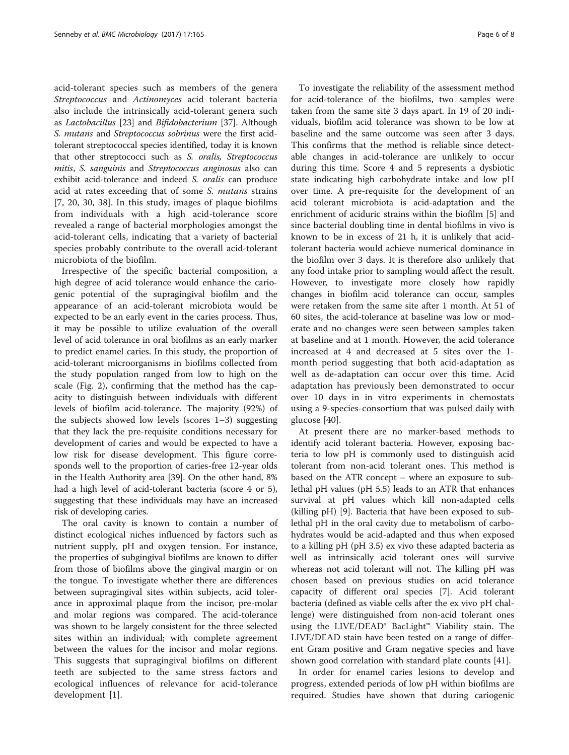acid-tolerant species such as members of the genera *Streptococcus* and *Actinomyces* acid tolerant bacteria also include the intrinsically acid-tolerant genera such as *Lactobacillus* [23] and *Bifidobacterium* [37]. Although *S. mutans* and *Streptococcus sobrinus* were the first acid-tolerant streptococcal species identified, today it is known that other streptococci such as *S. oralis, Streptococcus mitis*, *S. sanguinis* and *Streptococcus anginosus* also can exhibit acid-tolerance and indeed *S. oralis* can produce acid at rates exceeding that of some *S. mutans* strains [7, 20, 30, 38]. In this study, images of plaque biofilms from individuals with a high acid-tolerance score revealed a range of bacterial morphologies amongst the acid-tolerant cells, indicating that a variety of bacterial species probably contribute to the overall acid-tolerant microbiota of the biofilm.

Irrespective of the specific bacterial composition, a high degree of acid tolerance would enhance the cariogenic potential of the supragingival biofilm and the appearance of an acid-tolerant microbiota would be expected to be an early event in the caries process. Thus, it may be possible to utilize evaluation of the overall level of acid tolerance in oral biofilms as an early marker to predict enamel caries. In this study, the proportion of acid-tolerant microorganisms in biofilms collected from the study population ranged from low to high on the scale (Fig. 2), confirming that the method has the capacity to distinguish between individuals with different levels of biofilm acid-tolerance. The majority (92%) of the subjects showed low levels (scores 1–3) suggesting that they lack the pre-requisite conditions necessary for development of caries and would be expected to have a low risk for disease development. This figure corresponds well to the proportion of caries-free 12-year olds in the Health Authority area [39]. On the other hand, 8% had a high level of acid-tolerant bacteria (score 4 or 5), suggesting that these individuals may have an increased risk of developing caries.

The oral cavity is known to contain a number of distinct ecological niches influenced by factors such as nutrient supply, pH and oxygen tension. For instance, the properties of subgingival biofilms are known to differ from those of biofilms above the gingival margin or on the tongue. To investigate whether there are differences between supragingival sites within subjects, acid tolerance in approximal plaque from the incisor, pre-molar and molar regions was compared. The acid-tolerance was shown to be largely consistent for the three selected sites within an individual; with complete agreement between the values for the incisor and molar regions. This suggests that supragingival biofilms on different teeth are subjected to the same stress factors and ecological influences of relevance for acid-tolerance development [1].

To investigate the reliability of the assessment method for acid-tolerance of the biofilms, two samples were taken from the same site 3 days apart. In 19 of 20 individuals, biofilm acid tolerance was shown to be low at baseline and the same outcome was seen after 3 days. This confirms that the method is reliable since detectable changes in acid-tolerance are unlikely to occur during this time. Score 4 and 5 represents a dysbiotic state indicating high carbohydrate intake and low pH over time. A pre-requisite for the development of an acid tolerant microbiota is acid-adaptation and the enrichment of aciduric strains within the biofilm [5] and since bacterial doubling time in dental biofilms in vivo is known to be in excess of 21 h, it is unlikely that acid-tolerant bacteria would achieve numerical dominance in the biofilm over 3 days. It is therefore also unlikely that any food intake prior to sampling would affect the result. However, to investigate more closely how rapidly changes in biofilm acid tolerance can occur, samples were retaken from the same site after 1 month. At 51 of 60 sites, the acid-tolerance at baseline was low or moderate and no changes were seen between samples taken at baseline and at 1 month. However, the acid tolerance increased at 4 and decreased at 5 sites over the 1-month period suggesting that both acid-adaptation as well as de-adaptation can occur over this time. Acid adaptation has previously been demonstrated to occur over 10 days in in vitro experiments in chemostats using a 9-species-consortium that was pulsed daily with glucose [40].

At present there are no marker-based methods to identify acid tolerant bacteria. However, exposing bacteria to low pH is commonly used to distinguish acid tolerant from non-acid tolerant ones. This method is based on the ATR concept – where an exposure to sub-lethal pH values (pH 5.5) leads to an ATR that enhances survival at pH values which kill non-adapted cells (killing pH) [9]. Bacteria that have been exposed to sub-lethal pH in the oral cavity due to metabolism of carbohydrates would be acid-adapted and thus when exposed to a killing pH (pH 3.5) ex vivo these adapted bacteria as well as intrinsically acid tolerant ones will survive whereas not acid tolerant will not. The killing pH was chosen based on previous studies on acid tolerance capacity of different oral species [7]. Acid tolerant bacteria (defined as viable cells after the ex vivo pH challenge) were distinguished from non-acid tolerant ones using the LIVE/DEAD® BacLight™ Viability stain. The LIVE/DEAD stain have been tested on a range of different Gram positive and Gram negative species and have shown good correlation with standard plate counts [41].

In order for enamel caries lesions to develop and progress, extended periods of low pH within biofilms are required. Studies have shown that during cariogenic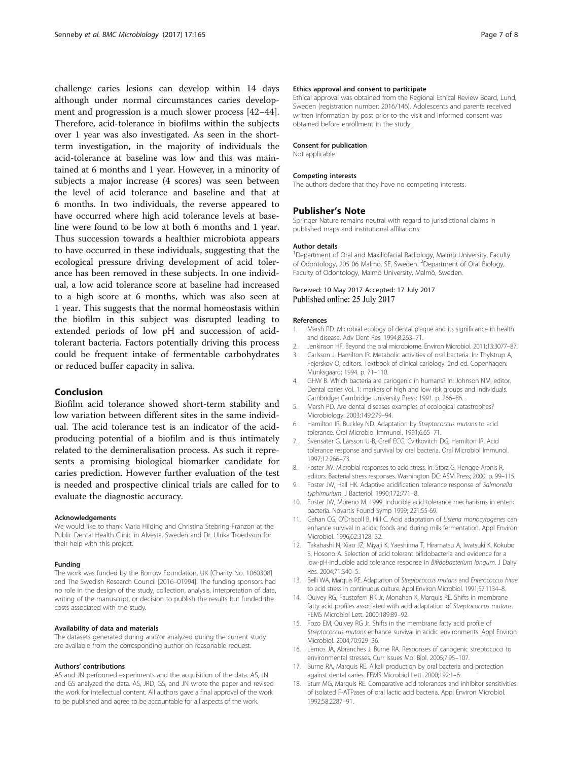challenge caries lesions can develop within 14 days although under normal circumstances caries development and progression is a much slower process [42–44]. Therefore, acid-tolerance in biofilms within the subjects over 1 year was also investigated. As seen in the short-term investigation, in the majority of individuals the acid-tolerance at baseline was low and this was maintained at 6 months and 1 year. However, in a minority of subjects a major increase (4 scores) was seen between the level of acid tolerance and baseline and that at 6 months. In two individuals, the reverse appeared to have occurred where high acid tolerance levels at baseline were found to be low at both 6 months and 1 year. Thus succession towards a healthier microbiota appears to have occurred in these individuals, suggesting that the ecological pressure driving development of acid tolerance has been removed in these subjects. In one individual, a low acid tolerance score at baseline had increased to a high score at 6 months, which was also seen at 1 year. This suggests that the normal homeostasis within the biofilm in this subject was disrupted leading to extended periods of low pH and succession of acid-tolerant bacteria. Factors potentially driving this process could be frequent intake of fermentable carbohydrates or reduced buffer capacity in saliva.

## Conclusion

Biofilm acid tolerance showed short-term stability and low variation between different sites in the same individual. The acid tolerance test is an indicator of the acid-producing potential of a biofilm and is thus intimately related to the demineralisation process. As such it represents a promising biological biomarker candidate for caries prediction. However further evaluation of the test is needed and prospective clinical trials are called for to evaluate the diagnostic accuracy.

#### Acknowledgements
We would like to thank Maria Hilding and Christina Stebring-Franzon at the Public Dental Health Clinic in Alvesta, Sweden and Dr. Ulrika Troedsson for their help with this project.

#### Funding
The work was funded by the Borrow Foundation, UK [Charity No. 1060308] and The Swedish Research Council [2016–01994]. The funding sponsors had no role in the design of the study, collection, analysis, interpretation of data, writing of the manuscript, or decision to publish the results but funded the costs associated with the study.

#### Availability of data and materials
The datasets generated during and/or analyzed during the current study are available from the corresponding author on reasonable request.

#### Authors' contributions
AS and JN performed experiments and the acquisition of the data. AS, JN and GS analyzed the data. AS, JRD, GS, and JN wrote the paper and revised the work for intellectual content. All authors gave a final approval of the work to be published and agree to be accountable for all aspects of the work.

#### Ethics approval and consent to participate
Ethical approval was obtained from the Regional Ethical Review Board, Lund, Sweden (registration number: 2016/146). Adolescents and parents received written information by post prior to the visit and informed consent was obtained before enrollment in the study.

#### Consent for publication
Not applicable.

#### Competing interests
The authors declare that they have no competing interests.

### Publisher's Note
Springer Nature remains neutral with regard to jurisdictional claims in published maps and institutional affiliations.

#### Author details
[1]Department of Oral and Maxillofacial Radiology, Malmö University, Faculty of Odontology, 205 06 Malmö, SE, Sweden. [2]Department of Oral Biology, Faculty of Odontology, Malmö University, Malmö, Sweden.

Received: 10 May 2017 Accepted: 17 July 2017
Published online: 25 July 2017

#### References
1. Marsh PD. Microbial ecology of dental plaque and its significance in health and disease. Adv Dent Res. 1994;8:263–71.
2. Jenkinson HF. Beyond the oral microbiome. Environ Microbiol. 2011;13:3077–87.
3. Carlsson J, Hamilton IR. Metabolic activities of oral bacteria. In: Thylstrup A, Fejerskov O, editors. Textbook of clinical cariology. 2nd ed. Copenhagen: Munksgaard; 1994. p. 71–110.
4. GHW B. Which bacteria are cariogenic in humans? In: Johnson NM, editor. Dental caries Vol. 1: markers of high and low risk groups and individuals. Cambridge: Cambridge University Press; 1991. p. 266–86.
5. Marsh PD. Are dental diseases examples of ecological catastrophes? Microbiology. 2003;149:279–94.
6. Hamilton IR, Buckley ND. Adaptation by *Streptococcus mutans* to acid tolerance. Oral Microbiol Immunol. 1991;6:65–71.
7. Svensäter G, Larsson U-B, Greif ECG, Cvitkovitch DG, Hamilton IR. Acid tolerance response and survival by oral bacteria. Oral Microbiol Immunol. 1997;12:266–73.
8. Foster JW. Microbial responses to acid stress. In: Storz G, Hengge-Aronis R, editors. Bacterial stress responses. Washington DC: ASM Press; 2000. p. 99–115.
9. Foster JW, Hall HK. Adaptive acidification tolerance response of *Salmonella typhimurium*. J Bacteriol. 1990;172:771–8.
10. Foster JW, Moreno M. 1999. Inducible acid tolerance mechanisms in enteric bacteria. Novartis Found Symp 1999; 221:55-69.
11. Gahan CG, O'Driscoll B, Hill C. Acid adaptation of *Listeria monocytogenes* can enhance survival in acidic foods and during milk fermentation. Appl Environ Microbiol. 1996;62:3128–32.
12. Takahashi N, Xiao JZ, Miyaji K, Yaeshiima T, Hiramatsu A, Iwatsuki K, Kokubo S, Hosono A. Selection of acid tolerant bifidobacteria and evidence for a low-pH-inducible acid tolerance response in *Bifidobacterium longum*. J Dairy Res. 2004;71:340–5.
13. Belli WA, Marquis RE. Adaptation of *Streptococcus mutans* and *Enterococcus hirae* to acid stress in continuous culture. Appl Environ Microbiol. 1991;57:1134–8.
14. Quivey RG, Faustoferri RK Jr, Monahan K, Marquis RE. Shifts in membrane fatty acid profiles associated with acid adaptation of *Streptococcus mutans*. FEMS Microbiol Lett. 2000;189:89–92.
15. Fozo EM, Quivey RG Jr. Shifts in the membrane fatty acid profile of *Streptococcus mutans* enhance survival in acidic environments. Appl Environ Microbiol. 2004;70:929–36.
16. Lemos JA, Abranches J, Burne RA. Responses of cariogenic streptococci to environmental stresses. Curr Issues Mol Biol. 2005;7:95–107.
17. Burne RA, Marquis RE. Alkali production by oral bacteria and protection against dental caries. FEMS Microbiol Lett. 2000;192:1–6.
18. Sturr MG, Marquis RE. Comparative acid tolerances and inhibitor sensitivities of isolated F-ATPases of oral lactic acid bacteria. Appl Environ Microbiol. 1992;58:2287–91.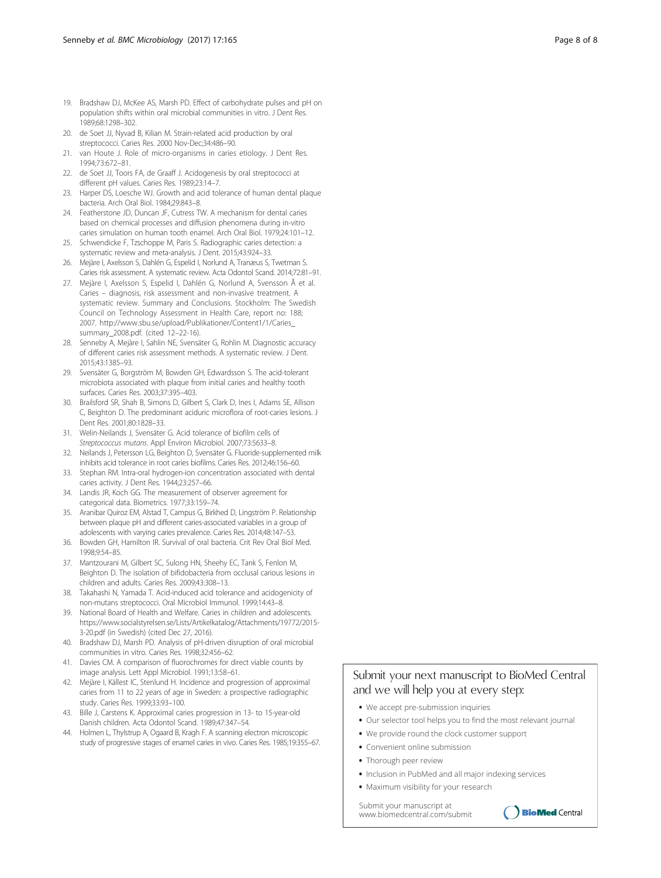19. Bradshaw DJ, McKee AS, Marsh PD. Effect of carbohydrate pulses and pH on population shifts within oral microbial communities in vitro. J Dent Res. 1989;68:1298–302.
20. de Soet JJ, Nyvad B, Kilian M. Strain-related acid production by oral streptococci. Caries Res. 2000 Nov-Dec;34:486–90.
21. van Houte J. Role of micro-organisms in caries etiology. J Dent Res. 1994;73:672–81.
22. de Soet JJ, Toors FA, de Graaff J. Acidogenesis by oral streptococci at different pH values. Caries Res. 1989;23:14–7.
23. Harper DS, Loesche WJ. Growth and acid tolerance of human dental plaque bacteria. Arch Oral Biol. 1984;29:843–8.
24. Featherstone JD, Duncan JF, Cutress TW. A mechanism for dental caries based on chemical processes and diffusion phenomena during in-vitro caries simulation on human tooth enamel. Arch Oral Biol. 1979;24:101–12.
25. Schwendicke F, Tzschoppe M, Paris S. Radiographic caries detection: a systematic review and meta-analysis. J Dent. 2015;43:924–33.
26. Mejàre I, Axelsson S, Dahlén G, Espelid I, Norlund A, Tranæus S, Twetman S. Caries risk assessment. A systematic review. Acta Odontol Scand. 2014;72:81–91.
27. Mejàre I, Axelsson S, Espelid I, Dahlén G, Norlund A, Svensson Å et al. Caries – diagnosis, risk assessment and non-invasive treatment. A systematic review. Summary and Conclusions. Stockholm: The Swedish Council on Technology Assessment in Health Care, report no: 188; 2007. http://www.sbu.se/upload/Publikationer/Content1/1/Caries_summary_2008.pdf. (cited 12–22-16).
28. Senneby A, Mejàre I, Sahlin NE, Svensäter G, Rohlin M. Diagnostic accuracy of different caries risk assessment methods. A systematic review. J Dent. 2015;43:1385–93.
29. Svensäter G, Borgström M, Bowden GH, Edwardsson S. The acid-tolerant microbiota associated with plaque from initial caries and healthy tooth surfaces. Caries Res. 2003;37:395–403.
30. Brailsford SR, Shah B, Simons D, Gilbert S, Clark D, Ines I, Adams SE, Allison C, Beighton D. The predominant aciduric microflora of root-caries lesions. J Dent Res. 2001;80:1828–33.
31. Welin-Neilands J, Svensäter G. Acid tolerance of biofilm cells of *Streptococcus mutans*. Appl Environ Microbiol. 2007;73:5633–8.
32. Neilands J, Petersson LG, Beighton D, Svensäter G. Fluoride-supplemented milk inhibits acid tolerance in root caries biofilms. Caries Res. 2012;46:156–60.
33. Stephan RM. Intra-oral hydrogen-ion concentration associated with dental caries activity. J Dent Res. 1944;23:257–66.
34. Landis JR, Koch GG. The measurement of observer agreement for categorical data. Biometrics. 1977;33:159–74.
35. Aranibar Quiroz EM, Alstad T, Campus G, Birkhed D, Lingström P. Relationship between plaque pH and different caries-associated variables in a group of adolescents with varying caries prevalence. Caries Res. 2014;48:147–53.
36. Bowden GH, Hamilton IR. Survival of oral bacteria. Crit Rev Oral Biol Med. 1998;9:54–85.
37. Mantzourani M, Gilbert SC, Sulong HN, Sheehy EC, Tank S, Fenlon M, Beighton D. The isolation of bifidobacteria from occlusal carious lesions in children and adults. Caries Res. 2009;43:308–13.
38. Takahashi N, Yamada T. Acid-induced acid tolerance and acidogenicity of non-mutans streptococci. Oral Microbiol Immunol. 1999;14:43–8.
39. National Board of Health and Welfare. Caries in children and adolescents. https://www.socialstyrelsen.se/Lists/Artikelkatalog/Attachments/19772/2015-3-20.pdf (in Swedish) (cited Dec 27, 2016).
40. Bradshaw DJ, Marsh PD. Analysis of pH-driven disruption of oral microbial communities in vitro. Caries Res. 1998;32:456–62.
41. Davies CM. A comparison of fluorochromes for direct viable counts by image analysis. Lett Appl Microbiol. 1991;13:58–61.
42. Mejàre I, Källest IC, Stenlund H. Incidence and progression of approximal caries from 11 to 22 years of age in Sweden: a prospective radiographic study. Caries Res. 1999;33:93–100.
43. Bille J, Carstens K. Approximal caries progression in 13- to 15-year-old Danish children. Acta Odontol Scand. 1989;47:347–54.
44. Holmen L, Thylstrup A, Ogaard B, Kragh F. A scanning electron microscopic study of progressive stages of enamel caries in vivo. Caries Res. 1985;19:355–67.

Submit your next manuscript to BioMed Central and we will help you at every step:

- We accept pre-submission inquiries
- Our selector tool helps you to find the most relevant journal
- We provide round the clock customer support
- Convenient online submission
- Thorough peer review
- Inclusion in PubMed and all major indexing services
- Maximum visibility for your research

Submit your manuscript at www.biomedcentral.com/submit

BioMed Central